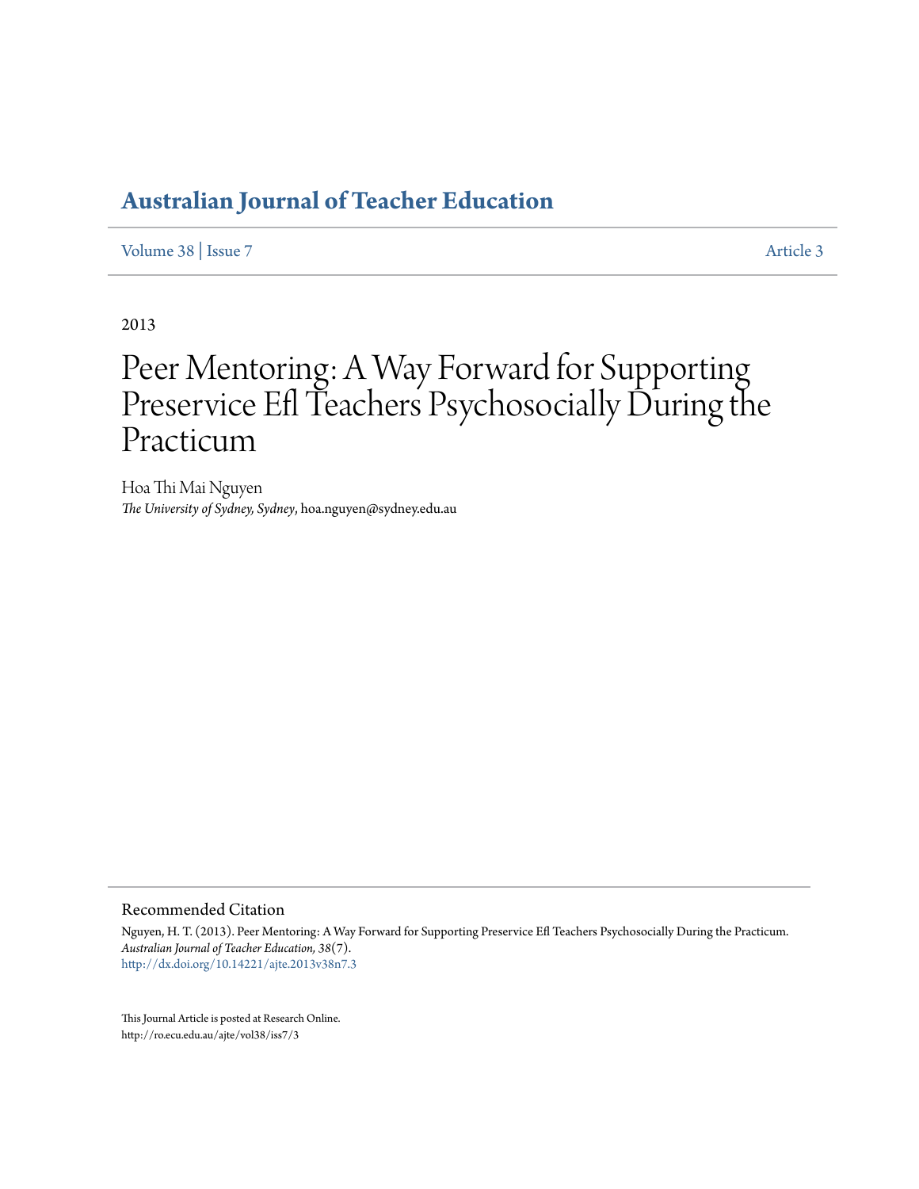# Australian Journal of Teacher Education

Volume 38 | Issue 7 Article 3

2013

# Peer Mentoring: A Way Forward for Supporting Preservice Efl Teachers Psychosocially During the Practicum

Hoa Thi Mai Nguyen
*The University of Sydney, Sydney*, hoa.nguyen@sydney.edu.au

## Recommended Citation

Nguyen, H. T. (2013). Peer Mentoring: A Way Forward for Supporting Preservice Efl Teachers Psychosocially During the Practicum. *Australian Journal of Teacher Education, 38*(7).
http://dx.doi.org/10.14221/ajte.2013v38n7.3

This Journal Article is posted at Research Online.
http://ro.ecu.edu.au/ajte/vol38/iss7/3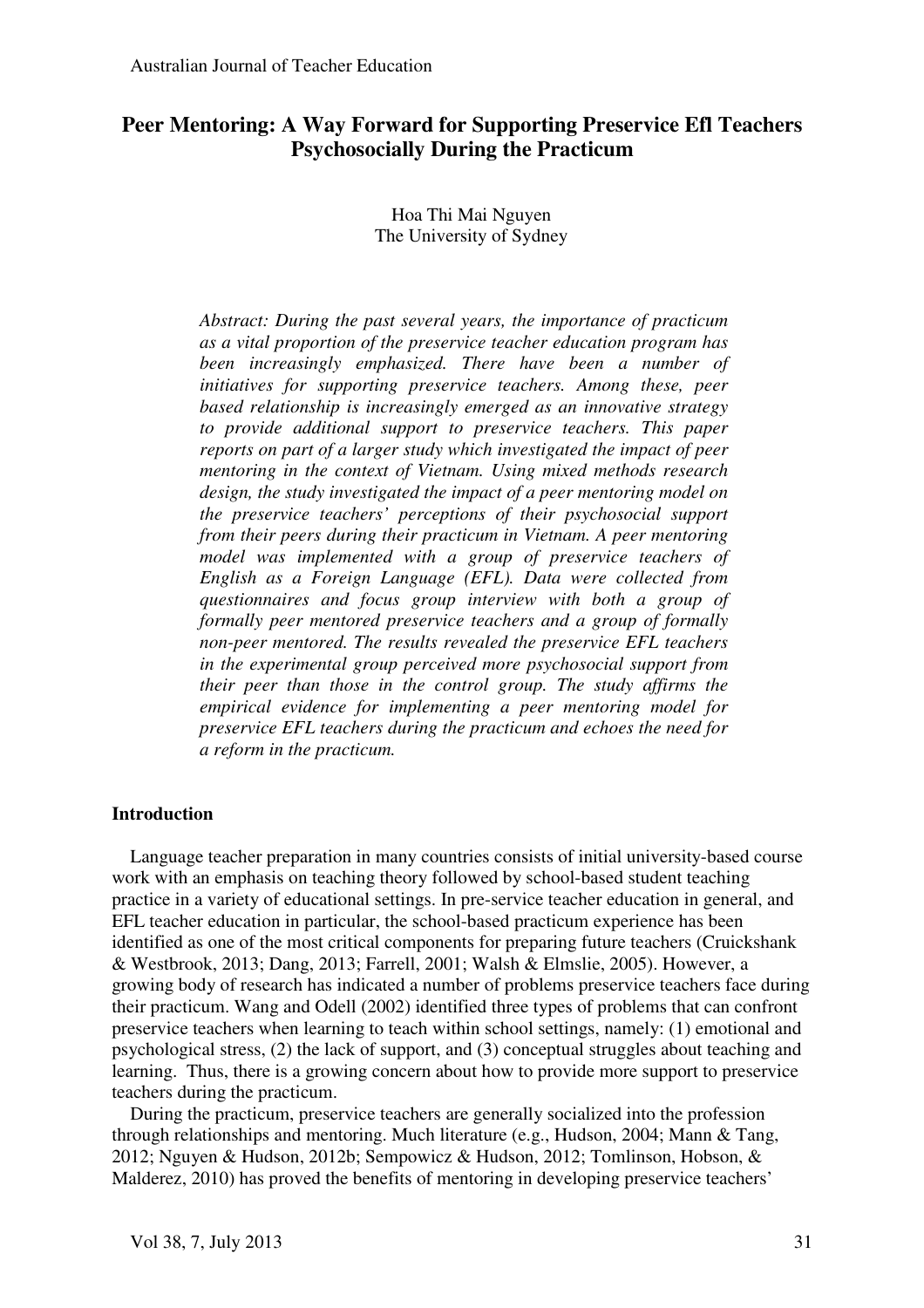# Peer Mentoring: A Way Forward for Supporting Preservice Efl Teachers Psychosocially During the Practicum

Hoa Thi Mai Nguyen
The University of Sydney

*Abstract: During the past several years, the importance of practicum as a vital proportion of the preservice teacher education program has been increasingly emphasized. There have been a number of initiatives for supporting preservice teachers. Among these, peer based relationship is increasingly emerged as an innovative strategy to provide additional support to preservice teachers. This paper reports on part of a larger study which investigated the impact of peer mentoring in the context of Vietnam. Using mixed methods research design, the study investigated the impact of a peer mentoring model on the preservice teachers' perceptions of their psychosocial support from their peers during their practicum in Vietnam. A peer mentoring model was implemented with a group of preservice teachers of English as a Foreign Language (EFL). Data were collected from questionnaires and focus group interview with both a group of formally peer mentored preservice teachers and a group of formally non-peer mentored. The results revealed the preservice EFL teachers in the experimental group perceived more psychosocial support from their peer than those in the control group. The study affirms the empirical evidence for implementing a peer mentoring model for preservice EFL teachers during the practicum and echoes the need for a reform in the practicum.*

## Introduction

Language teacher preparation in many countries consists of initial university-based course work with an emphasis on teaching theory followed by school-based student teaching practice in a variety of educational settings. In pre-service teacher education in general, and EFL teacher education in particular, the school-based practicum experience has been identified as one of the most critical components for preparing future teachers (Cruickshank & Westbrook, 2013; Dang, 2013; Farrell, 2001; Walsh & Elmslie, 2005). However, a growing body of research has indicated a number of problems preservice teachers face during their practicum. Wang and Odell (2002) identified three types of problems that can confront preservice teachers when learning to teach within school settings, namely: (1) emotional and psychological stress, (2) the lack of support, and (3) conceptual struggles about teaching and learning. Thus, there is a growing concern about how to provide more support to preservice teachers during the practicum.

During the practicum, preservice teachers are generally socialized into the profession through relationships and mentoring. Much literature (e.g., Hudson, 2004; Mann & Tang, 2012; Nguyen & Hudson, 2012b; Sempowicz & Hudson, 2012; Tomlinson, Hobson, & Malderez, 2010) has proved the benefits of mentoring in developing preservice teachers'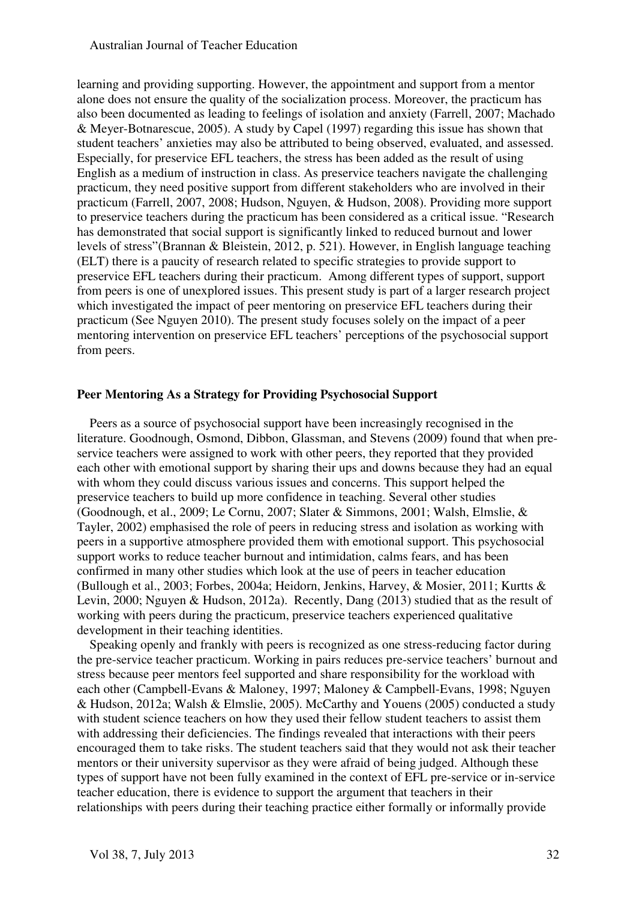learning and providing supporting. However, the appointment and support from a mentor alone does not ensure the quality of the socialization process. Moreover, the practicum has also been documented as leading to feelings of isolation and anxiety (Farrell, 2007; Machado & Meyer-Botnarescue, 2005). A study by Capel (1997) regarding this issue has shown that student teachers' anxieties may also be attributed to being observed, evaluated, and assessed. Especially, for preservice EFL teachers, the stress has been added as the result of using English as a medium of instruction in class. As preservice teachers navigate the challenging practicum, they need positive support from different stakeholders who are involved in their practicum (Farrell, 2007, 2008; Hudson, Nguyen, & Hudson, 2008). Providing more support to preservice teachers during the practicum has been considered as a critical issue. "Research has demonstrated that social support is significantly linked to reduced burnout and lower levels of stress"(Brannan & Bleistein, 2012, p. 521). However, in English language teaching (ELT) there is a paucity of research related to specific strategies to provide support to preservice EFL teachers during their practicum. Among different types of support, support from peers is one of unexplored issues. This present study is part of a larger research project which investigated the impact of peer mentoring on preservice EFL teachers during their practicum (See Nguyen 2010). The present study focuses solely on the impact of a peer mentoring intervention on preservice EFL teachers' perceptions of the psychosocial support from peers.

## Peer Mentoring As a Strategy for Providing Psychosocial Support

Peers as a source of psychosocial support have been increasingly recognised in the literature. Goodnough, Osmond, Dibbon, Glassman, and Stevens (2009) found that when pre-service teachers were assigned to work with other peers, they reported that they provided each other with emotional support by sharing their ups and downs because they had an equal with whom they could discuss various issues and concerns. This support helped the preservice teachers to build up more confidence in teaching. Several other studies (Goodnough, et al., 2009; Le Cornu, 2007; Slater & Simmons, 2001; Walsh, Elmslie, & Tayler, 2002) emphasised the role of peers in reducing stress and isolation as working with peers in a supportive atmosphere provided them with emotional support. This psychosocial support works to reduce teacher burnout and intimidation, calms fears, and has been confirmed in many other studies which look at the use of peers in teacher education (Bullough et al., 2003; Forbes, 2004a; Heidorn, Jenkins, Harvey, & Mosier, 2011; Kurtts & Levin, 2000; Nguyen & Hudson, 2012a). Recently, Dang (2013) studied that as the result of working with peers during the practicum, preservice teachers experienced qualitative development in their teaching identities.

Speaking openly and frankly with peers is recognized as one stress-reducing factor during the pre-service teacher practicum. Working in pairs reduces pre-service teachers' burnout and stress because peer mentors feel supported and share responsibility for the workload with each other (Campbell-Evans & Maloney, 1997; Maloney & Campbell-Evans, 1998; Nguyen & Hudson, 2012a; Walsh & Elmslie, 2005). McCarthy and Youens (2005) conducted a study with student science teachers on how they used their fellow student teachers to assist them with addressing their deficiencies. The findings revealed that interactions with their peers encouraged them to take risks. The student teachers said that they would not ask their teacher mentors or their university supervisor as they were afraid of being judged. Although these types of support have not been fully examined in the context of EFL pre-service or in-service teacher education, there is evidence to support the argument that teachers in their relationships with peers during their teaching practice either formally or informally provide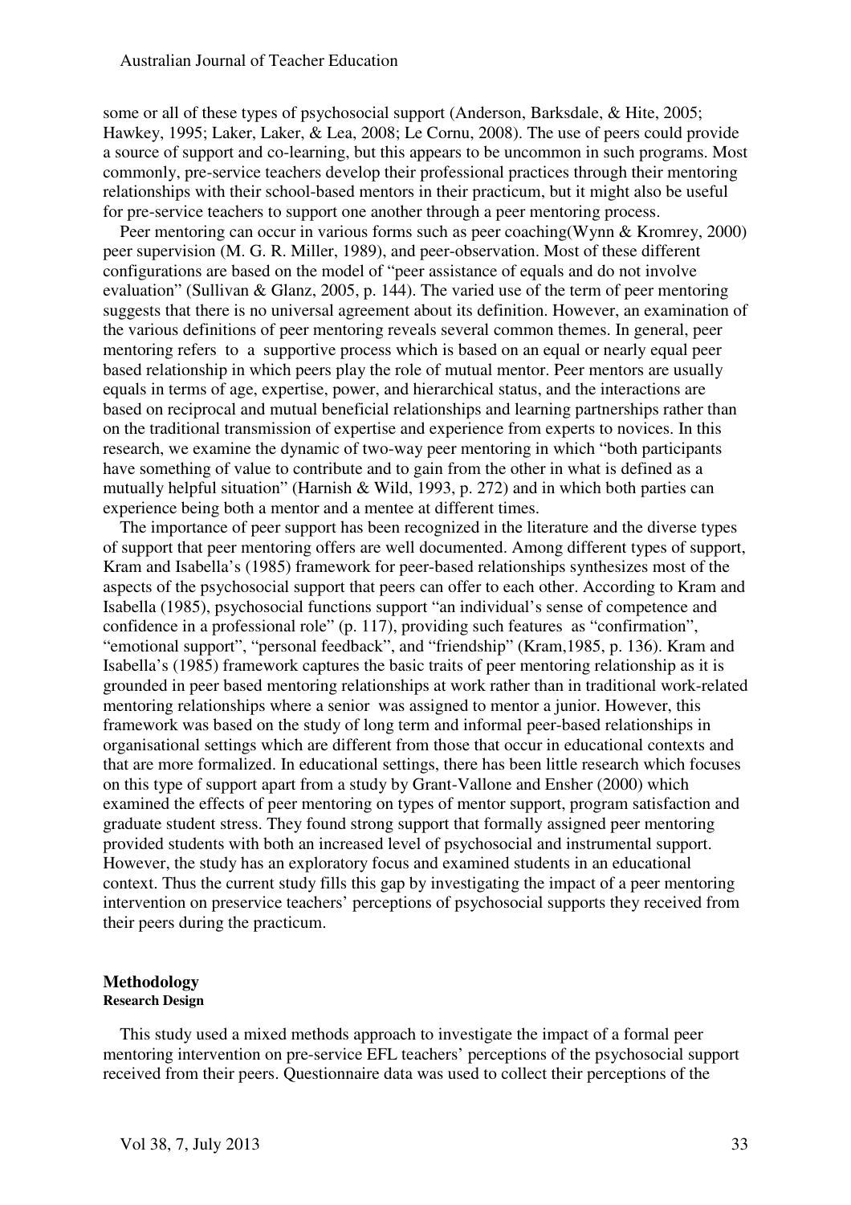some or all of these types of psychosocial support (Anderson, Barksdale, & Hite, 2005; Hawkey, 1995; Laker, Laker, & Lea, 2008; Le Cornu, 2008). The use of peers could provide a source of support and co-learning, but this appears to be uncommon in such programs. Most commonly, pre-service teachers develop their professional practices through their mentoring relationships with their school-based mentors in their practicum, but it might also be useful for pre-service teachers to support one another through a peer mentoring process.

Peer mentoring can occur in various forms such as peer coaching(Wynn & Kromrey, 2000) peer supervision (M. G. R. Miller, 1989), and peer-observation. Most of these different configurations are based on the model of "peer assistance of equals and do not involve evaluation" (Sullivan & Glanz, 2005, p. 144). The varied use of the term of peer mentoring suggests that there is no universal agreement about its definition. However, an examination of the various definitions of peer mentoring reveals several common themes. In general, peer mentoring refers to a supportive process which is based on an equal or nearly equal peer based relationship in which peers play the role of mutual mentor. Peer mentors are usually equals in terms of age, expertise, power, and hierarchical status, and the interactions are based on reciprocal and mutual beneficial relationships and learning partnerships rather than on the traditional transmission of expertise and experience from experts to novices. In this research, we examine the dynamic of two-way peer mentoring in which "both participants have something of value to contribute and to gain from the other in what is defined as a mutually helpful situation" (Harnish & Wild, 1993, p. 272) and in which both parties can experience being both a mentor and a mentee at different times.

The importance of peer support has been recognized in the literature and the diverse types of support that peer mentoring offers are well documented. Among different types of support, Kram and Isabella's (1985) framework for peer-based relationships synthesizes most of the aspects of the psychosocial support that peers can offer to each other. According to Kram and Isabella (1985), psychosocial functions support "an individual's sense of competence and confidence in a professional role" (p. 117), providing such features as "confirmation", "emotional support", "personal feedback", and "friendship" (Kram,1985, p. 136). Kram and Isabella's (1985) framework captures the basic traits of peer mentoring relationship as it is grounded in peer based mentoring relationships at work rather than in traditional work-related mentoring relationships where a senior was assigned to mentor a junior. However, this framework was based on the study of long term and informal peer-based relationships in organisational settings which are different from those that occur in educational contexts and that are more formalized. In educational settings, there has been little research which focuses on this type of support apart from a study by Grant-Vallone and Ensher (2000) which examined the effects of peer mentoring on types of mentor support, program satisfaction and graduate student stress. They found strong support that formally assigned peer mentoring provided students with both an increased level of psychosocial and instrumental support. However, the study has an exploratory focus and examined students in an educational context. Thus the current study fills this gap by investigating the impact of a peer mentoring intervention on preservice teachers' perceptions of psychosocial supports they received from their peers during the practicum.

## Methodology

### Research Design

This study used a mixed methods approach to investigate the impact of a formal peer mentoring intervention on pre-service EFL teachers' perceptions of the psychosocial support received from their peers. Questionnaire data was used to collect their perceptions of the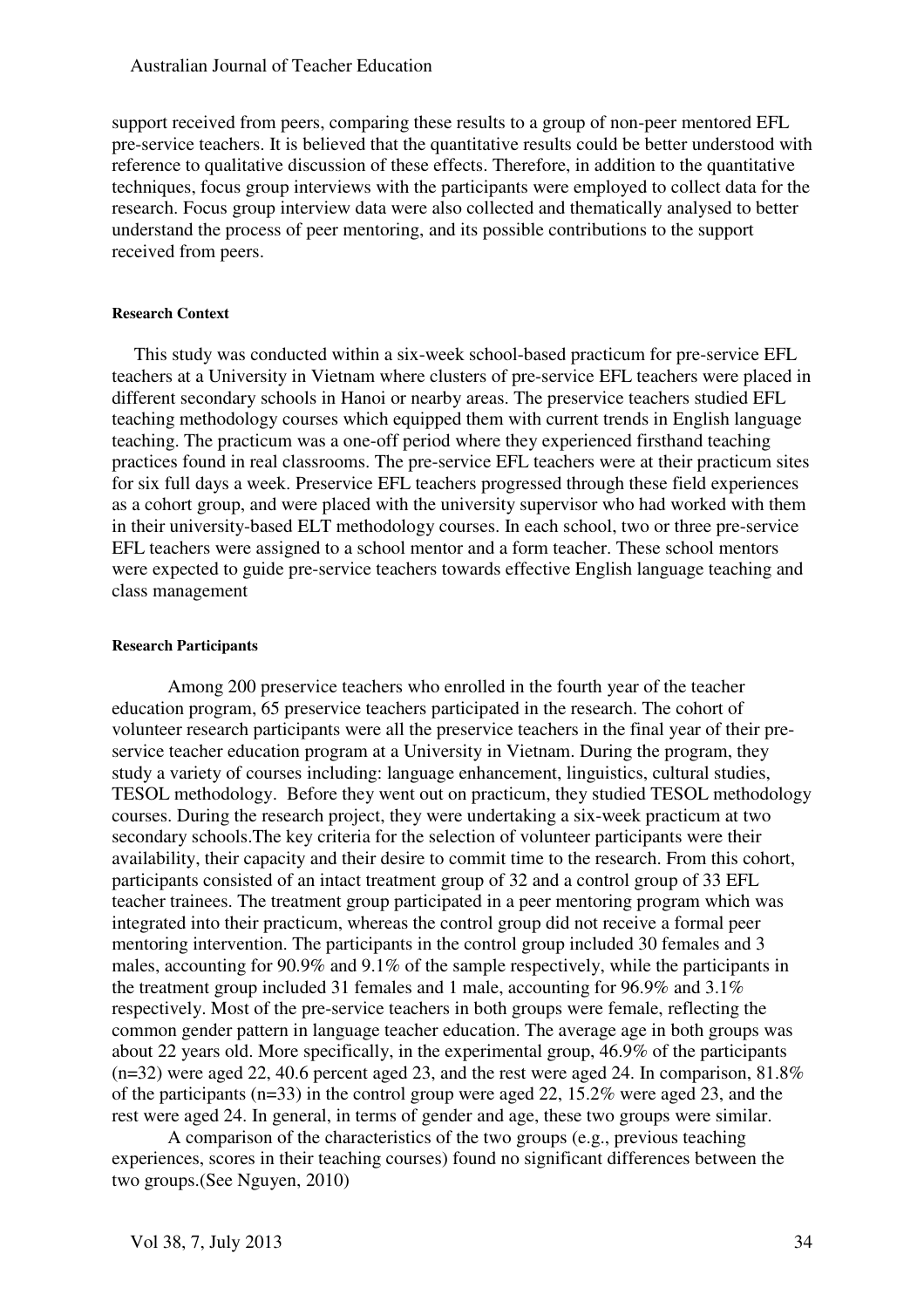support received from peers, comparing these results to a group of non-peer mentored EFL pre-service teachers. It is believed that the quantitative results could be better understood with reference to qualitative discussion of these effects. Therefore, in addition to the quantitative techniques, focus group interviews with the participants were employed to collect data for the research. Focus group interview data were also collected and thematically analysed to better understand the process of peer mentoring, and its possible contributions to the support received from peers.

#### Research Context

This study was conducted within a six-week school-based practicum for pre-service EFL teachers at a University in Vietnam where clusters of pre-service EFL teachers were placed in different secondary schools in Hanoi or nearby areas. The preservice teachers studied EFL teaching methodology courses which equipped them with current trends in English language teaching. The practicum was a one-off period where they experienced firsthand teaching practices found in real classrooms. The pre-service EFL teachers were at their practicum sites for six full days a week. Preservice EFL teachers progressed through these field experiences as a cohort group, and were placed with the university supervisor who had worked with them in their university-based ELT methodology courses. In each school, two or three pre-service EFL teachers were assigned to a school mentor and a form teacher. These school mentors were expected to guide pre-service teachers towards effective English language teaching and class management

#### Research Participants

Among 200 preservice teachers who enrolled in the fourth year of the teacher education program, 65 preservice teachers participated in the research. The cohort of volunteer research participants were all the preservice teachers in the final year of their pre-service teacher education program at a University in Vietnam. During the program, they study a variety of courses including: language enhancement, linguistics, cultural studies, TESOL methodology. Before they went out on practicum, they studied TESOL methodology courses. During the research project, they were undertaking a six-week practicum at two secondary schools.The key criteria for the selection of volunteer participants were their availability, their capacity and their desire to commit time to the research. From this cohort, participants consisted of an intact treatment group of 32 and a control group of 33 EFL teacher trainees. The treatment group participated in a peer mentoring program which was integrated into their practicum, whereas the control group did not receive a formal peer mentoring intervention. The participants in the control group included 30 females and 3 males, accounting for 90.9% and 9.1% of the sample respectively, while the participants in the treatment group included 31 females and 1 male, accounting for 96.9% and 3.1% respectively. Most of the pre-service teachers in both groups were female, reflecting the common gender pattern in language teacher education. The average age in both groups was about 22 years old. More specifically, in the experimental group, 46.9% of the participants (n=32) were aged 22, 40.6 percent aged 23, and the rest were aged 24. In comparison, 81.8% of the participants (n=33) in the control group were aged 22, 15.2% were aged 23, and the rest were aged 24. In general, in terms of gender and age, these two groups were similar.

A comparison of the characteristics of the two groups (e.g., previous teaching experiences, scores in their teaching courses) found no significant differences between the two groups.(See Nguyen, 2010)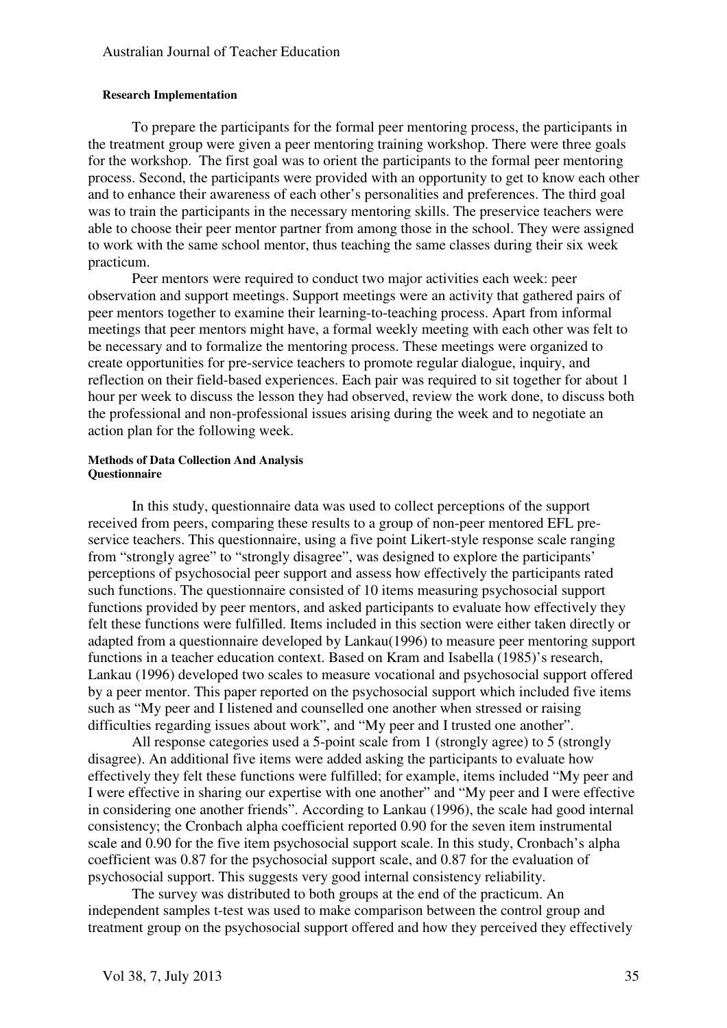#### Research Implementation

To prepare the participants for the formal peer mentoring process, the participants in the treatment group were given a peer mentoring training workshop. There were three goals for the workshop. The first goal was to orient the participants to the formal peer mentoring process. Second, the participants were provided with an opportunity to get to know each other and to enhance their awareness of each other's personalities and preferences. The third goal was to train the participants in the necessary mentoring skills. The preservice teachers were able to choose their peer mentor partner from among those in the school. They were assigned to work with the same school mentor, thus teaching the same classes during their six week practicum.

Peer mentors were required to conduct two major activities each week: peer observation and support meetings. Support meetings were an activity that gathered pairs of peer mentors together to examine their learning-to-teaching process. Apart from informal meetings that peer mentors might have, a formal weekly meeting with each other was felt to be necessary and to formalize the mentoring process. These meetings were organized to create opportunities for pre-service teachers to promote regular dialogue, inquiry, and reflection on their field-based experiences. Each pair was required to sit together for about 1 hour per week to discuss the lesson they had observed, review the work done, to discuss both the professional and non-professional issues arising during the week and to negotiate an action plan for the following week.

#### Methods of Data Collection And Analysis

#### Questionnaire

In this study, questionnaire data was used to collect perceptions of the support received from peers, comparing these results to a group of non-peer mentored EFL pre-service teachers. This questionnaire, using a five point Likert-style response scale ranging from "strongly agree" to "strongly disagree", was designed to explore the participants' perceptions of psychosocial peer support and assess how effectively the participants rated such functions. The questionnaire consisted of 10 items measuring psychosocial support functions provided by peer mentors, and asked participants to evaluate how effectively they felt these functions were fulfilled. Items included in this section were either taken directly or adapted from a questionnaire developed by Lankau(1996) to measure peer mentoring support functions in a teacher education context. Based on Kram and Isabella (1985)'s research, Lankau (1996) developed two scales to measure vocational and psychosocial support offered by a peer mentor. This paper reported on the psychosocial support which included five items such as "My peer and I listened and counselled one another when stressed or raising difficulties regarding issues about work", and "My peer and I trusted one another".

All response categories used a 5-point scale from 1 (strongly agree) to 5 (strongly disagree). An additional five items were added asking the participants to evaluate how effectively they felt these functions were fulfilled; for example, items included "My peer and I were effective in sharing our expertise with one another" and "My peer and I were effective in considering one another friends". According to Lankau (1996), the scale had good internal consistency; the Cronbach alpha coefficient reported 0.90 for the seven item instrumental scale and 0.90 for the five item psychosocial support scale. In this study, Cronbach's alpha coefficient was 0.87 for the psychosocial support scale, and 0.87 for the evaluation of psychosocial support. This suggests very good internal consistency reliability.

The survey was distributed to both groups at the end of the practicum. An independent samples t-test was used to make comparison between the control group and treatment group on the psychosocial support offered and how they perceived they effectively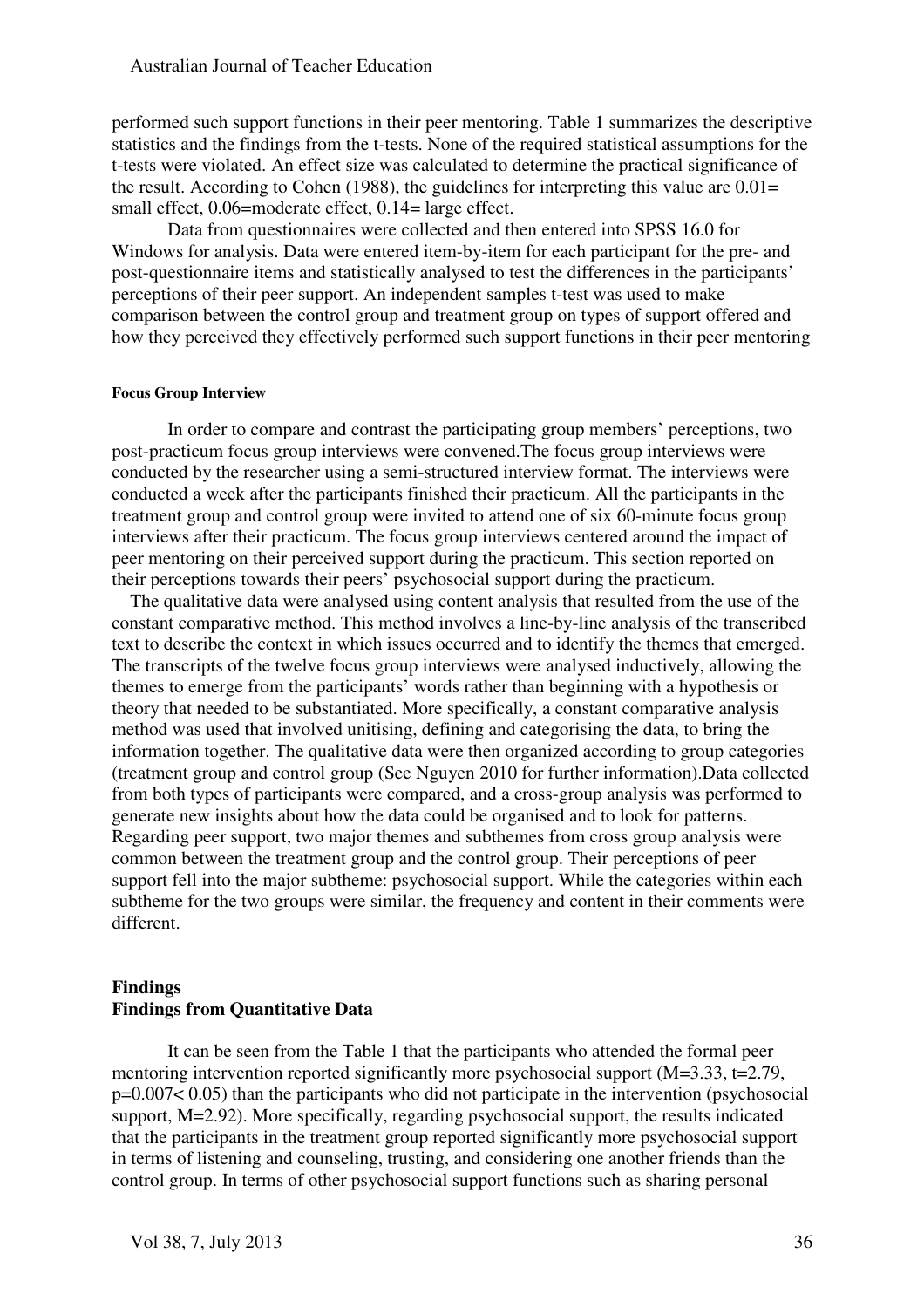performed such support functions in their peer mentoring. Table 1 summarizes the descriptive statistics and the findings from the t-tests. None of the required statistical assumptions for the t-tests were violated. An effect size was calculated to determine the practical significance of the result. According to Cohen (1988), the guidelines for interpreting this value are 0.01= small effect, 0.06=moderate effect, 0.14= large effect.

Data from questionnaires were collected and then entered into SPSS 16.0 for Windows for analysis. Data were entered item-by-item for each participant for the pre- and post-questionnaire items and statistically analysed to test the differences in the participants' perceptions of their peer support. An independent samples t-test was used to make comparison between the control group and treatment group on types of support offered and how they perceived they effectively performed such support functions in their peer mentoring

#### Focus Group Interview

In order to compare and contrast the participating group members' perceptions, two post-practicum focus group interviews were convened.The focus group interviews were conducted by the researcher using a semi-structured interview format. The interviews were conducted a week after the participants finished their practicum. All the participants in the treatment group and control group were invited to attend one of six 60-minute focus group interviews after their practicum. The focus group interviews centered around the impact of peer mentoring on their perceived support during the practicum. This section reported on their perceptions towards their peers' psychosocial support during the practicum.

The qualitative data were analysed using content analysis that resulted from the use of the constant comparative method. This method involves a line-by-line analysis of the transcribed text to describe the context in which issues occurred and to identify the themes that emerged. The transcripts of the twelve focus group interviews were analysed inductively, allowing the themes to emerge from the participants' words rather than beginning with a hypothesis or theory that needed to be substantiated. More specifically, a constant comparative analysis method was used that involved unitising, defining and categorising the data, to bring the information together. The qualitative data were then organized according to group categories (treatment group and control group (See Nguyen 2010 for further information).Data collected from both types of participants were compared, and a cross-group analysis was performed to generate new insights about how the data could be organised and to look for patterns. Regarding peer support, two major themes and subthemes from cross group analysis were common between the treatment group and the control group. Their perceptions of peer support fell into the major subtheme: psychosocial support. While the categories within each subtheme for the two groups were similar, the frequency and content in their comments were different.

## Findings

### Findings from Quantitative Data

It can be seen from the Table 1 that the participants who attended the formal peer mentoring intervention reported significantly more psychosocial support ($M=3.33$, $t=2.79$, $p=0.007< 0.05$) than the participants who did not participate in the intervention (psychosocial support, $M=2.92$). More specifically, regarding psychosocial support, the results indicated that the participants in the treatment group reported significantly more psychosocial support in terms of listening and counseling, trusting, and considering one another friends than the control group. In terms of other psychosocial support functions such as sharing personal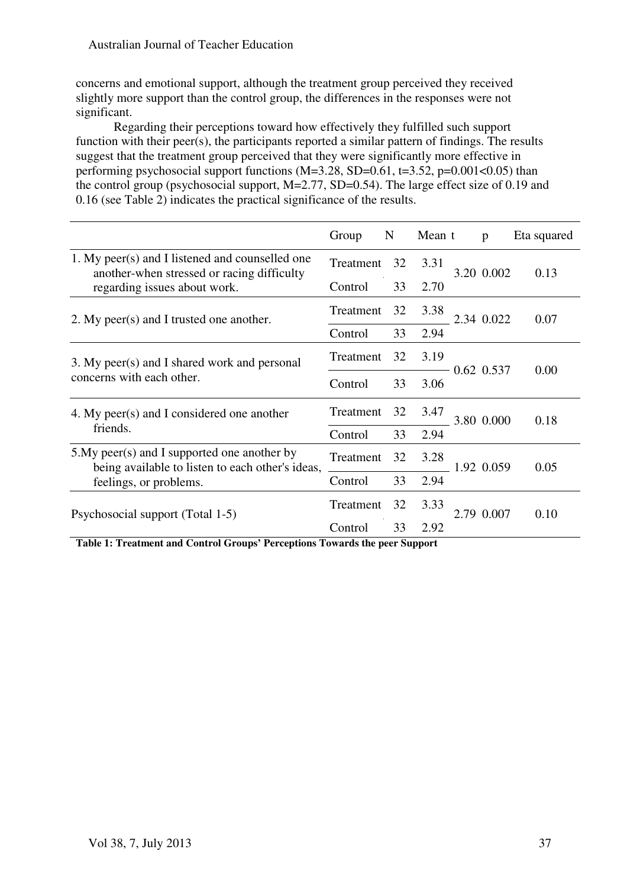concerns and emotional support, although the treatment group perceived they received slightly more support than the control group, the differences in the responses were not significant.

Regarding their perceptions toward how effectively they fulfilled such support function with their peer(s), the participants reported a similar pattern of findings. The results suggest that the treatment group perceived that they were significantly more effective in performing psychosocial support functions (M=3.28, SD=0.61, t=3.52, p=0.001<0.05) than the control group (psychosocial support, M=2.77, SD=0.54). The large effect size of 0.19 and 0.16 (see Table 2) indicates the practical significance of the results.

| | Group | N | Mean | t | p | Eta squared |
|---|---|---|---|---|---|---|
| 1. My peer(s) and I listened and counselled one another-when stressed or racing difficulty regarding issues about work. | Treatment | 32 | 3.31 | 3.20 | 0.002 | 0.13 |
| | Control | 33 | 2.70 | | | |
| 2. My peer(s) and I trusted one another. | Treatment | 32 | 3.38 | 2.34 | 0.022 | 0.07 |
| | Control | 33 | 2.94 | | | |
| 3. My peer(s) and I shared work and personal concerns with each other. | Treatment | 32 | 3.19 | 0.62 | 0.537 | 0.00 |
| | Control | 33 | 3.06 | | | |
| 4. My peer(s) and I considered one another friends. | Treatment | 32 | 3.47 | 3.80 | 0.000 | 0.18 |
| | Control | 33 | 2.94 | | | |
| 5.My peer(s) and I supported one another by being available to listen to each other's ideas, feelings, or problems. | Treatment | 32 | 3.28 | 1.92 | 0.059 | 0.05 |
| | Control | 33 | 2.94 | | | |
| Psychosocial support (Total 1-5) | Treatment | 32 | 3.33 | 2.79 | 0.007 | 0.10 |
| | Control | 33 | 2.92 | | | |

**Table 1: Treatment and Control Groups' Perceptions Towards the peer Support**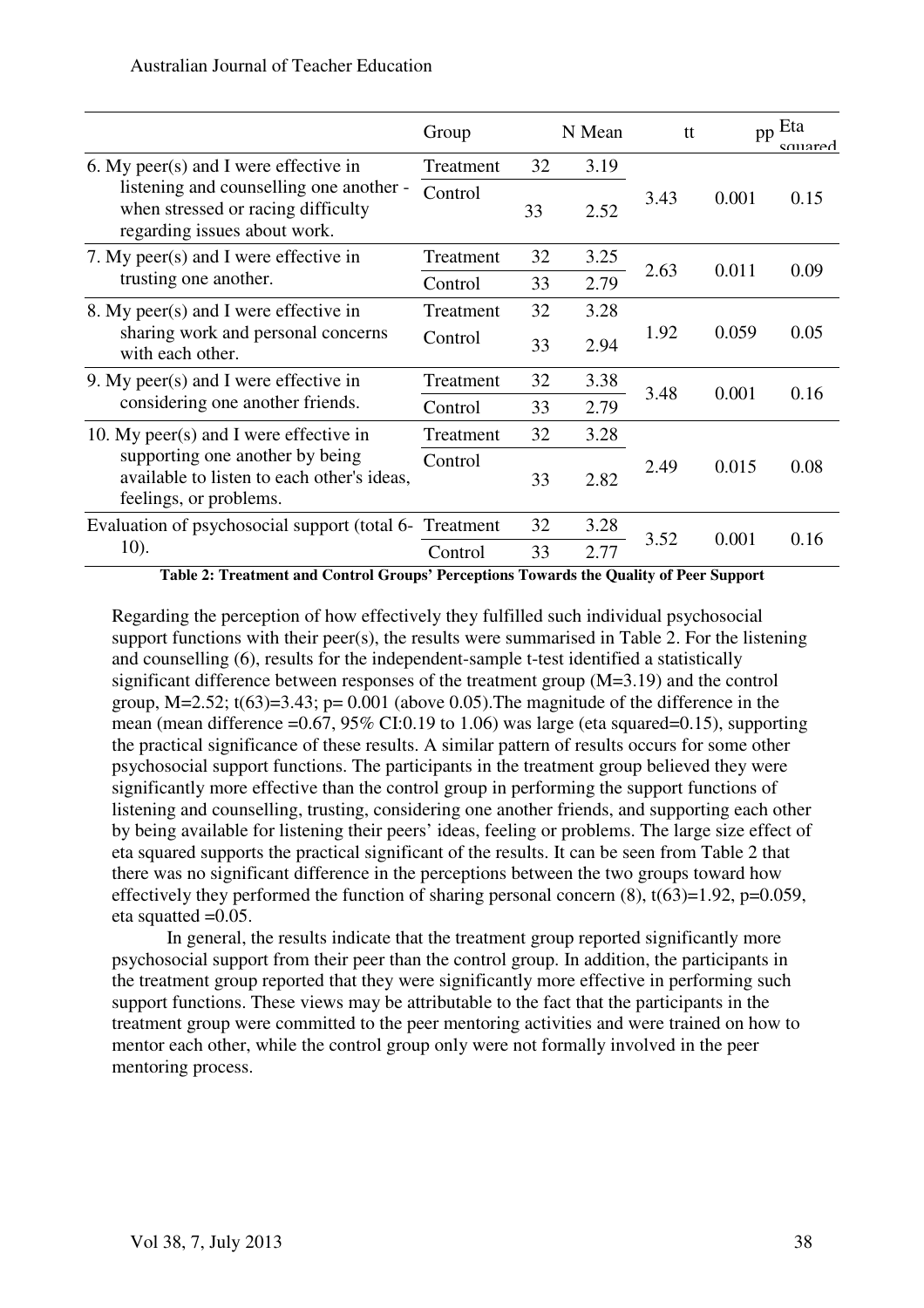| | Group | N | Mean | t | p | Eta squared |
|---|---|---|---|---|---|---|
| 6. My peer(s) and I were effective in listening and counselling one another - when stressed or racing difficulty regarding issues about work. | Treatment | 32 | 3.19 | 3.43 | 0.001 | 0.15 |
| | Control | 33 | 2.52 | | | |
| 7. My peer(s) and I were effective in trusting one another. | Treatment | 32 | 3.25 | 2.63 | 0.011 | 0.09 |
| | Control | 33 | 2.79 | | | |
| 8. My peer(s) and I were effective in sharing work and personal concerns with each other. | Treatment | 32 | 3.28 | 1.92 | 0.059 | 0.05 |
| | Control | 33 | 2.94 | | | |
| 9. My peer(s) and I were effective in considering one another friends. | Treatment | 32 | 3.38 | 3.48 | 0.001 | 0.16 |
| | Control | 33 | 2.79 | | | |
| 10. My peer(s) and I were effective in supporting one another by being available to listen to each other's ideas, feelings, or problems. | Treatment | 32 | 3.28 | 2.49 | 0.015 | 0.08 |
| | Control | 33 | 2.82 | | | |
| Evaluation of psychosocial support (total 6-10). | Treatment | 32 | 3.28 | 3.52 | 0.001 | 0.16 |
| | Control | 33 | 2.77 | | | |

**Table 2: Treatment and Control Groups' Perceptions Towards the Quality of Peer Support**

Regarding the perception of how effectively they fulfilled such individual psychosocial support functions with their peer(s), the results were summarised in Table 2. For the listening and counselling (6), results for the independent-sample t-test identified a statistically significant difference between responses of the treatment group (M=3.19) and the control group, M=2.52; $t(63)=3.43$; $p= 0.001$ (above 0.05).The magnitude of the difference in the mean (mean difference =0.67, 95% CI:0.19 to 1.06) was large (eta squared=0.15), supporting the practical significance of these results. A similar pattern of results occurs for some other psychosocial support functions. The participants in the treatment group believed they were significantly more effective than the control group in performing the support functions of listening and counselling, trusting, considering one another friends, and supporting each other by being available for listening their peers' ideas, feeling or problems. The large size effect of eta squared supports the practical significant of the results. It can be seen from Table 2 that there was no significant difference in the perceptions between the two groups toward how effectively they performed the function of sharing personal concern (8), $t(63)=1.92$, $p=0.059$, eta squatted =0.05.

In general, the results indicate that the treatment group reported significantly more psychosocial support from their peer than the control group. In addition, the participants in the treatment group reported that they were significantly more effective in performing such support functions. These views may be attributable to the fact that the participants in the treatment group were committed to the peer mentoring activities and were trained on how to mentor each other, while the control group only were not formally involved in the peer mentoring process.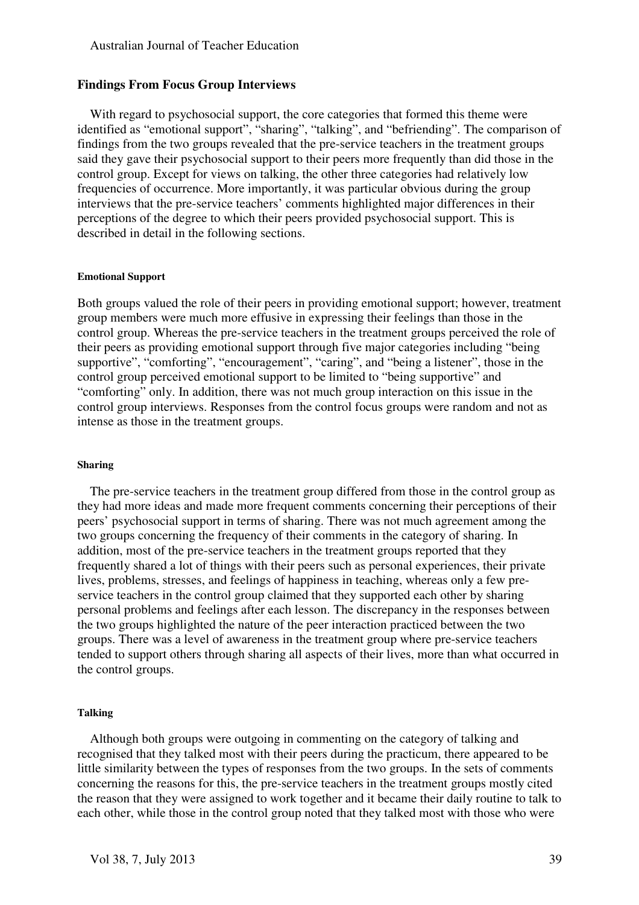### Findings From Focus Group Interviews

With regard to psychosocial support, the core categories that formed this theme were identified as "emotional support", "sharing", "talking", and "befriending". The comparison of findings from the two groups revealed that the pre-service teachers in the treatment groups said they gave their psychosocial support to their peers more frequently than did those in the control group. Except for views on talking, the other three categories had relatively low frequencies of occurrence. More importantly, it was particular obvious during the group interviews that the pre-service teachers' comments highlighted major differences in their perceptions of the degree to which their peers provided psychosocial support. This is described in detail in the following sections.

#### Emotional Support

Both groups valued the role of their peers in providing emotional support; however, treatment group members were much more effusive in expressing their feelings than those in the control group. Whereas the pre-service teachers in the treatment groups perceived the role of their peers as providing emotional support through five major categories including "being supportive", "comforting", "encouragement", "caring", and "being a listener", those in the control group perceived emotional support to be limited to "being supportive" and "comforting" only. In addition, there was not much group interaction on this issue in the control group interviews. Responses from the control focus groups were random and not as intense as those in the treatment groups.

#### Sharing

The pre-service teachers in the treatment group differed from those in the control group as they had more ideas and made more frequent comments concerning their perceptions of their peers' psychosocial support in terms of sharing. There was not much agreement among the two groups concerning the frequency of their comments in the category of sharing. In addition, most of the pre-service teachers in the treatment groups reported that they frequently shared a lot of things with their peers such as personal experiences, their private lives, problems, stresses, and feelings of happiness in teaching, whereas only a few pre-service teachers in the control group claimed that they supported each other by sharing personal problems and feelings after each lesson. The discrepancy in the responses between the two groups highlighted the nature of the peer interaction practiced between the two groups. There was a level of awareness in the treatment group where pre-service teachers tended to support others through sharing all aspects of their lives, more than what occurred in the control groups.

#### Talking

Although both groups were outgoing in commenting on the category of talking and recognised that they talked most with their peers during the practicum, there appeared to be little similarity between the types of responses from the two groups. In the sets of comments concerning the reasons for this, the pre-service teachers in the treatment groups mostly cited the reason that they were assigned to work together and it became their daily routine to talk to each other, while those in the control group noted that they talked most with those who were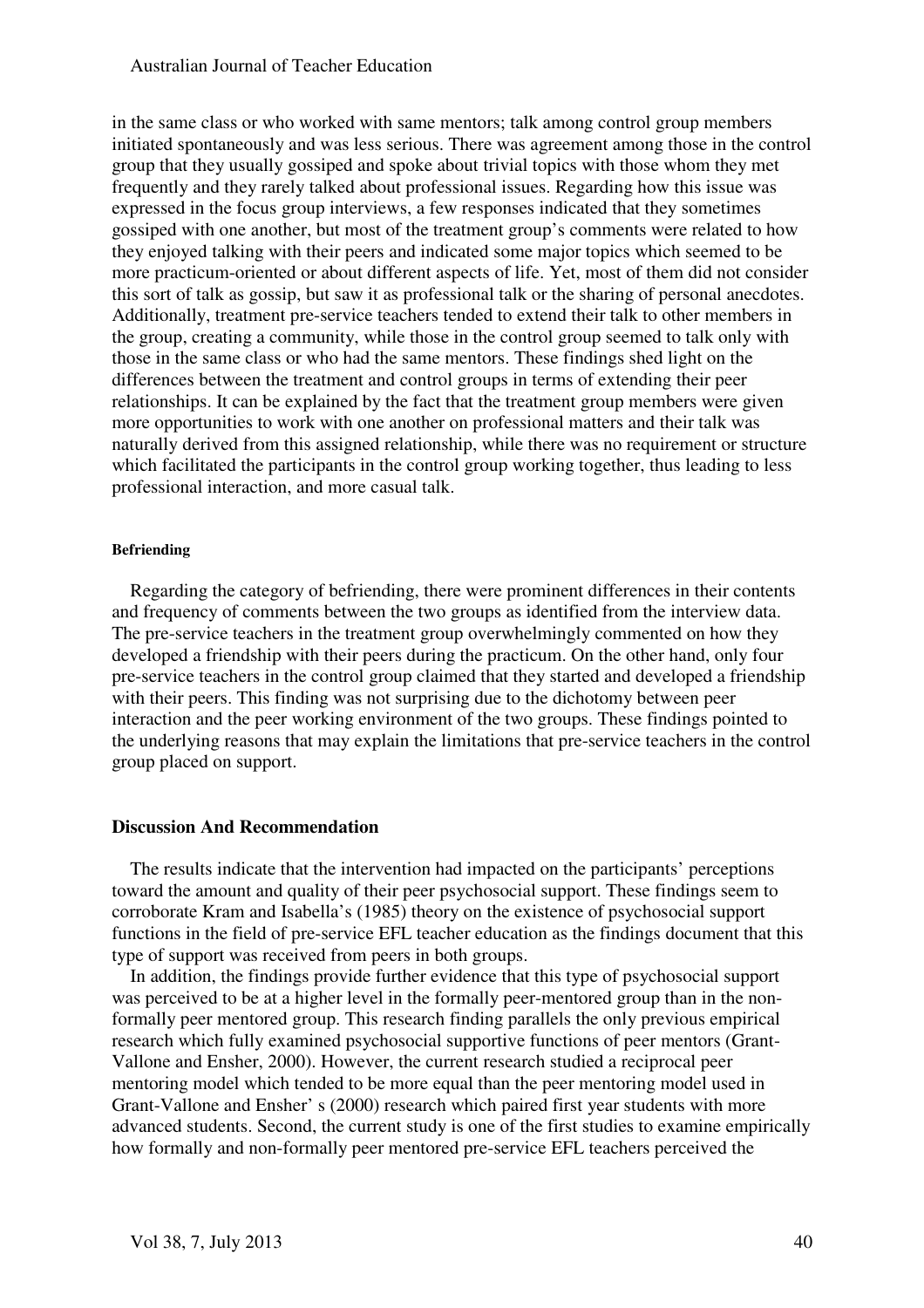in the same class or who worked with same mentors; talk among control group members initiated spontaneously and was less serious. There was agreement among those in the control group that they usually gossiped and spoke about trivial topics with those whom they met frequently and they rarely talked about professional issues. Regarding how this issue was expressed in the focus group interviews, a few responses indicated that they sometimes gossiped with one another, but most of the treatment group's comments were related to how they enjoyed talking with their peers and indicated some major topics which seemed to be more practicum-oriented or about different aspects of life. Yet, most of them did not consider this sort of talk as gossip, but saw it as professional talk or the sharing of personal anecdotes. Additionally, treatment pre-service teachers tended to extend their talk to other members in the group, creating a community, while those in the control group seemed to talk only with those in the same class or who had the same mentors. These findings shed light on the differences between the treatment and control groups in terms of extending their peer relationships. It can be explained by the fact that the treatment group members were given more opportunities to work with one another on professional matters and their talk was naturally derived from this assigned relationship, while there was no requirement or structure which facilitated the participants in the control group working together, thus leading to less professional interaction, and more casual talk.

#### Befriending

Regarding the category of befriending, there were prominent differences in their contents and frequency of comments between the two groups as identified from the interview data. The pre-service teachers in the treatment group overwhelmingly commented on how they developed a friendship with their peers during the practicum. On the other hand, only four pre-service teachers in the control group claimed that they started and developed a friendship with their peers. This finding was not surprising due to the dichotomy between peer interaction and the peer working environment of the two groups. These findings pointed to the underlying reasons that may explain the limitations that pre-service teachers in the control group placed on support.

## Discussion And Recommendation

The results indicate that the intervention had impacted on the participants' perceptions toward the amount and quality of their peer psychosocial support. These findings seem to corroborate Kram and Isabella's (1985) theory on the existence of psychosocial support functions in the field of pre-service EFL teacher education as the findings document that this type of support was received from peers in both groups.

In addition, the findings provide further evidence that this type of psychosocial support was perceived to be at a higher level in the formally peer-mentored group than in the non-formally peer mentored group. This research finding parallels the only previous empirical research which fully examined psychosocial supportive functions of peer mentors (Grant-Vallone and Ensher, 2000). However, the current research studied a reciprocal peer mentoring model which tended to be more equal than the peer mentoring model used in Grant-Vallone and Ensher' s (2000) research which paired first year students with more advanced students. Second, the current study is one of the first studies to examine empirically how formally and non-formally peer mentored pre-service EFL teachers perceived the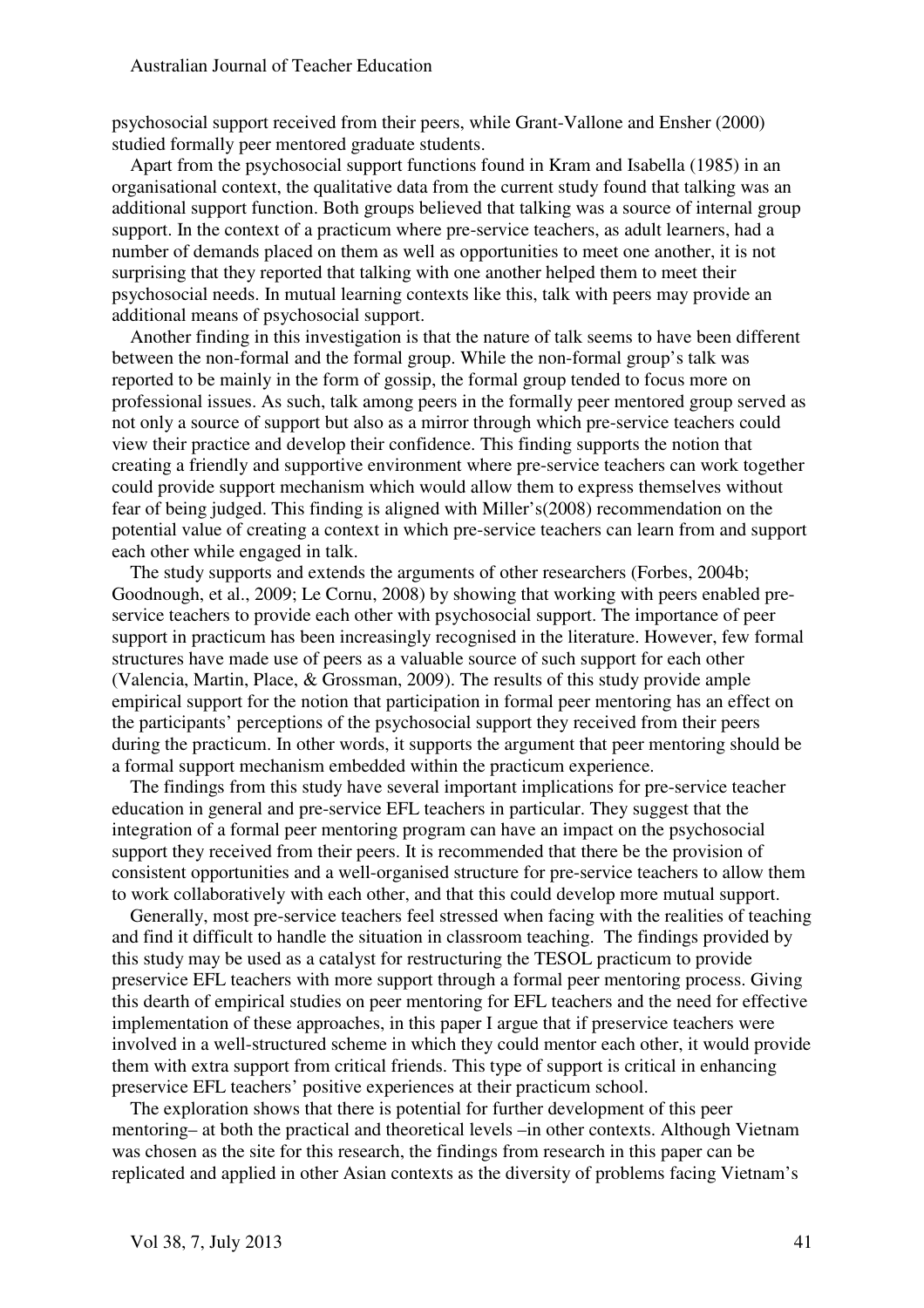psychosocial support received from their peers, while Grant-Vallone and Ensher (2000) studied formally peer mentored graduate students.

Apart from the psychosocial support functions found in Kram and Isabella (1985) in an organisational context, the qualitative data from the current study found that talking was an additional support function. Both groups believed that talking was a source of internal group support. In the context of a practicum where pre-service teachers, as adult learners, had a number of demands placed on them as well as opportunities to meet one another, it is not surprising that they reported that talking with one another helped them to meet their psychosocial needs. In mutual learning contexts like this, talk with peers may provide an additional means of psychosocial support.

Another finding in this investigation is that the nature of talk seems to have been different between the non-formal and the formal group. While the non-formal group's talk was reported to be mainly in the form of gossip, the formal group tended to focus more on professional issues. As such, talk among peers in the formally peer mentored group served as not only a source of support but also as a mirror through which pre-service teachers could view their practice and develop their confidence. This finding supports the notion that creating a friendly and supportive environment where pre-service teachers can work together could provide support mechanism which would allow them to express themselves without fear of being judged. This finding is aligned with Miller's(2008) recommendation on the potential value of creating a context in which pre-service teachers can learn from and support each other while engaged in talk.

The study supports and extends the arguments of other researchers (Forbes, 2004b; Goodnough, et al., 2009; Le Cornu, 2008) by showing that working with peers enabled pre-service teachers to provide each other with psychosocial support. The importance of peer support in practicum has been increasingly recognised in the literature. However, few formal structures have made use of peers as a valuable source of such support for each other (Valencia, Martin, Place, & Grossman, 2009). The results of this study provide ample empirical support for the notion that participation in formal peer mentoring has an effect on the participants' perceptions of the psychosocial support they received from their peers during the practicum. In other words, it supports the argument that peer mentoring should be a formal support mechanism embedded within the practicum experience.

The findings from this study have several important implications for pre-service teacher education in general and pre-service EFL teachers in particular. They suggest that the integration of a formal peer mentoring program can have an impact on the psychosocial support they received from their peers. It is recommended that there be the provision of consistent opportunities and a well-organised structure for pre-service teachers to allow them to work collaboratively with each other, and that this could develop more mutual support.

Generally, most pre-service teachers feel stressed when facing with the realities of teaching and find it difficult to handle the situation in classroom teaching. The findings provided by this study may be used as a catalyst for restructuring the TESOL practicum to provide preservice EFL teachers with more support through a formal peer mentoring process. Giving this dearth of empirical studies on peer mentoring for EFL teachers and the need for effective implementation of these approaches, in this paper I argue that if preservice teachers were involved in a well-structured scheme in which they could mentor each other, it would provide them with extra support from critical friends. This type of support is critical in enhancing preservice EFL teachers' positive experiences at their practicum school.

The exploration shows that there is potential for further development of this peer mentoring– at both the practical and theoretical levels –in other contexts. Although Vietnam was chosen as the site for this research, the findings from research in this paper can be replicated and applied in other Asian contexts as the diversity of problems facing Vietnam's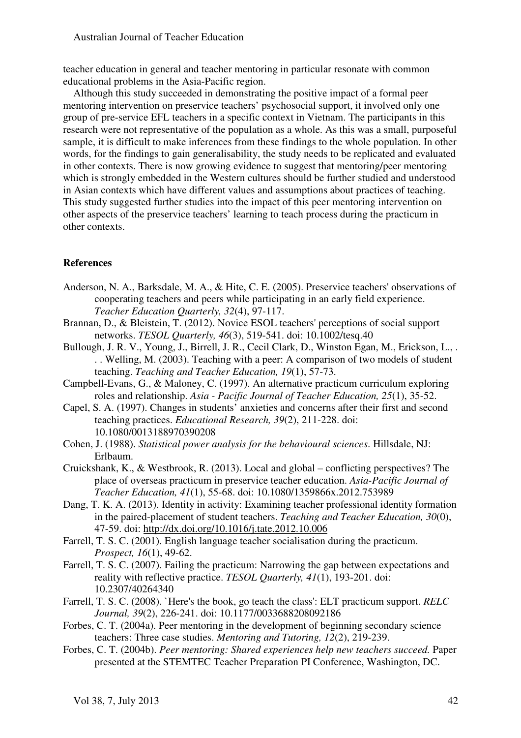teacher education in general and teacher mentoring in particular resonate with common educational problems in the Asia-Pacific region.

Although this study succeeded in demonstrating the positive impact of a formal peer mentoring intervention on preservice teachers' psychosocial support, it involved only one group of pre-service EFL teachers in a specific context in Vietnam. The participants in this research were not representative of the population as a whole. As this was a small, purposeful sample, it is difficult to make inferences from these findings to the whole population. In other words, for the findings to gain generalisability, the study needs to be replicated and evaluated in other contexts. There is now growing evidence to suggest that mentoring/peer mentoring which is strongly embedded in the Western cultures should be further studied and understood in Asian contexts which have different values and assumptions about practices of teaching. This study suggested further studies into the impact of this peer mentoring intervention on other aspects of the preservice teachers' learning to teach process during the practicum in other contexts.

**References**

Anderson, N. A., Barksdale, M. A., & Hite, C. E. (2005). Preservice teachers' observations of cooperating teachers and peers while participating in an early field experience. *Teacher Education Quarterly, 32*(4), 97-117.

Brannan, D., & Bleistein, T. (2012). Novice ESOL teachers' perceptions of social support networks. *TESOL Quarterly, 46*(3), 519-541. doi: 10.1002/tesq.40

Bullough, J. R. V., Young, J., Birrell, J. R., Cecil Clark, D., Winston Egan, M., Erickson, L., . . . Welling, M. (2003). Teaching with a peer: A comparison of two models of student teaching. *Teaching and Teacher Education, 19*(1), 57-73.

Campbell-Evans, G., & Maloney, C. (1997). An alternative practicum curriculum exploring roles and relationship. *Asia - Pacific Journal of Teacher Education, 25*(1), 35-52.

Capel, S. A. (1997). Changes in students' anxieties and concerns after their first and second teaching practices. *Educational Research, 39*(2), 211-228. doi: 10.1080/0013188970390208

Cohen, J. (1988). *Statistical power analysis for the behavioural sciences*. Hillsdale, NJ: Erlbaum.

Cruickshank, K., & Westbrook, R. (2013). Local and global – conflicting perspectives? The place of overseas practicum in preservice teacher education. *Asia-Pacific Journal of Teacher Education, 41*(1), 55-68. doi: 10.1080/1359866x.2012.753989

Dang, T. K. A. (2013). Identity in activity: Examining teacher professional identity formation in the paired-placement of student teachers. *Teaching and Teacher Education, 30*(0), 47-59. doi: http://dx.doi.org/10.1016/j.tate.2012.10.006

Farrell, T. S. C. (2001). English language teacher socialisation during the practicum. *Prospect, 16*(1), 49-62.

Farrell, T. S. C. (2007). Failing the practicum: Narrowing the gap between expectations and reality with reflective practice. *TESOL Quarterly, 41*(1), 193-201. doi: 10.2307/40264340

Farrell, T. S. C. (2008). `Here's the book, go teach the class': ELT practicum support. *RELC Journal, 39*(2), 226-241. doi: 10.1177/0033688208092186

Forbes, C. T. (2004a). Peer mentoring in the development of beginning secondary science teachers: Three case studies. *Mentoring and Tutoring, 12*(2), 219-239.

Forbes, C. T. (2004b). *Peer mentoring: Shared experiences help new teachers succeed.* Paper presented at the STEMTEC Teacher Preparation PI Conference, Washington, DC.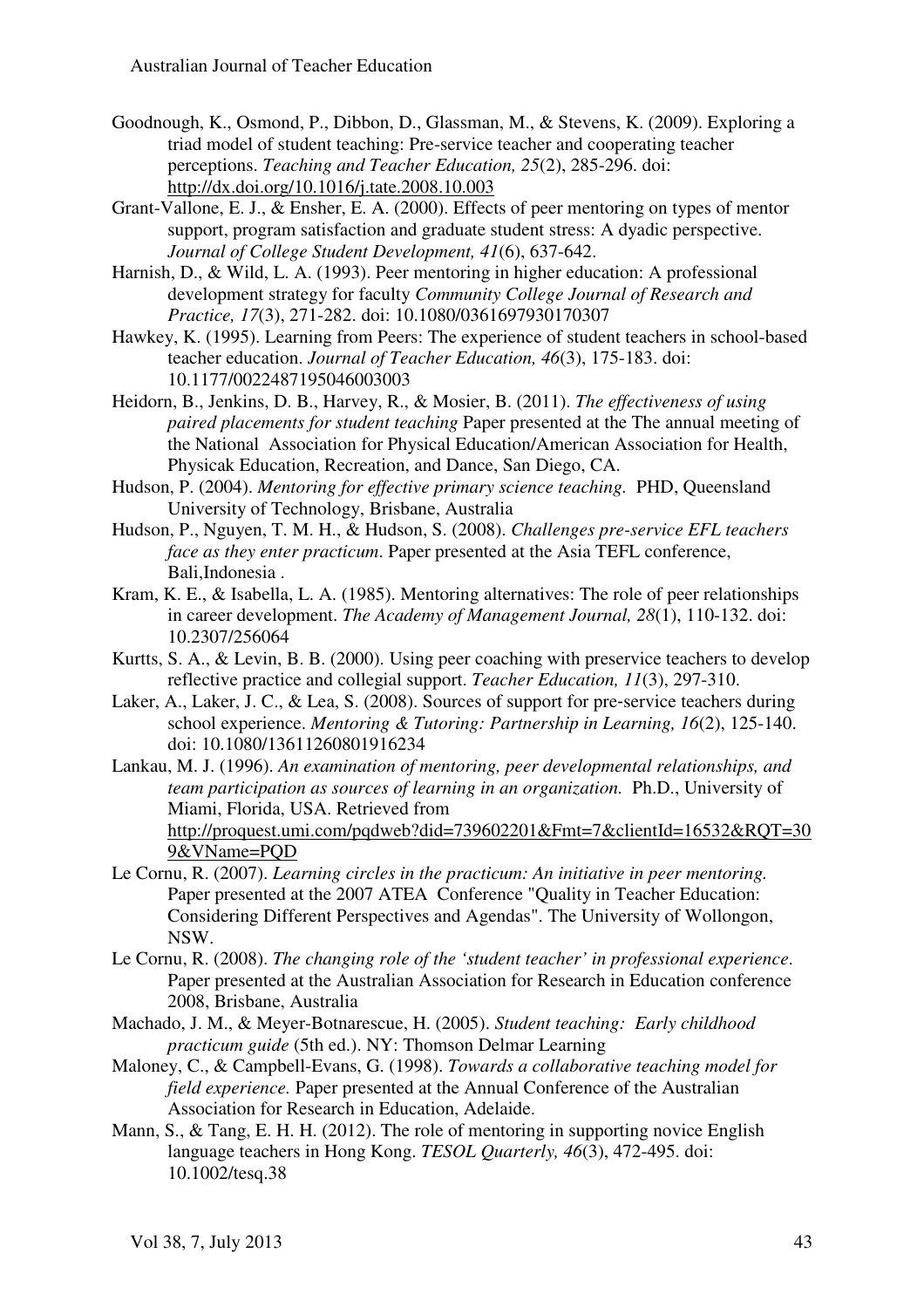Goodnough, K., Osmond, P., Dibbon, D., Glassman, M., & Stevens, K. (2009). Exploring a triad model of student teaching: Pre-service teacher and cooperating teacher perceptions. *Teaching and Teacher Education, 25*(2), 285-296. doi: http://dx.doi.org/10.1016/j.tate.2008.10.003

Grant-Vallone, E. J., & Ensher, E. A. (2000). Effects of peer mentoring on types of mentor support, program satisfaction and graduate student stress: A dyadic perspective. *Journal of College Student Development, 41*(6), 637-642.

Harnish, D., & Wild, L. A. (1993). Peer mentoring in higher education: A professional development strategy for faculty *Community College Journal of Research and Practice, 17*(3), 271-282. doi: 10.1080/0361697930170307

Hawkey, K. (1995). Learning from Peers: The experience of student teachers in school-based teacher education. *Journal of Teacher Education, 46*(3), 175-183. doi: 10.1177/0022487195046003003

Heidorn, B., Jenkins, D. B., Harvey, R., & Mosier, B. (2011). *The effectiveness of using paired placements for student teaching* Paper presented at the The annual meeting of the National Association for Physical Education/American Association for Health, Physicak Education, Recreation, and Dance, San Diego, CA.

Hudson, P. (2004). *Mentoring for effective primary science teaching.* PHD, Queensland University of Technology, Brisbane, Australia

Hudson, P., Nguyen, T. M. H., & Hudson, S. (2008). *Challenges pre-service EFL teachers face as they enter practicum*. Paper presented at the Asia TEFL conference, Bali,Indonesia .

Kram, K. E., & Isabella, L. A. (1985). Mentoring alternatives: The role of peer relationships in career development. *The Academy of Management Journal, 28*(1), 110-132. doi: 10.2307/256064

Kurtts, S. A., & Levin, B. B. (2000). Using peer coaching with preservice teachers to develop reflective practice and collegial support. *Teacher Education, 11*(3), 297-310.

Laker, A., Laker, J. C., & Lea, S. (2008). Sources of support for pre-service teachers during school experience. *Mentoring & Tutoring: Partnership in Learning, 16*(2), 125-140. doi: 10.1080/13611260801916234

Lankau, M. J. (1996). *An examination of mentoring, peer developmental relationships, and team participation as sources of learning in an organization.* Ph.D., University of Miami, Florida, USA. Retrieved from http://proquest.umi.com/pqdweb?did=739602201&Fmt=7&clientId=16532&RQT=309&VName=PQD

Le Cornu, R. (2007). *Learning circles in the practicum: An initiative in peer mentoring.* Paper presented at the 2007 ATEA Conference "Quality in Teacher Education: Considering Different Perspectives and Agendas". The University of Wollongon, NSW.

Le Cornu, R. (2008). *The changing role of the 'student teacher' in professional experience*. Paper presented at the Australian Association for Research in Education conference 2008, Brisbane, Australia

Machado, J. M., & Meyer-Botnarescue, H. (2005). *Student teaching: Early childhood practicum guide* (5th ed.). NY: Thomson Delmar Learning

Maloney, C., & Campbell-Evans, G. (1998). *Towards a collaborative teaching model for field experience.* Paper presented at the Annual Conference of the Australian Association for Research in Education, Adelaide.

Mann, S., & Tang, E. H. H. (2012). The role of mentoring in supporting novice English language teachers in Hong Kong. *TESOL Quarterly, 46*(3), 472-495. doi: 10.1002/tesq.38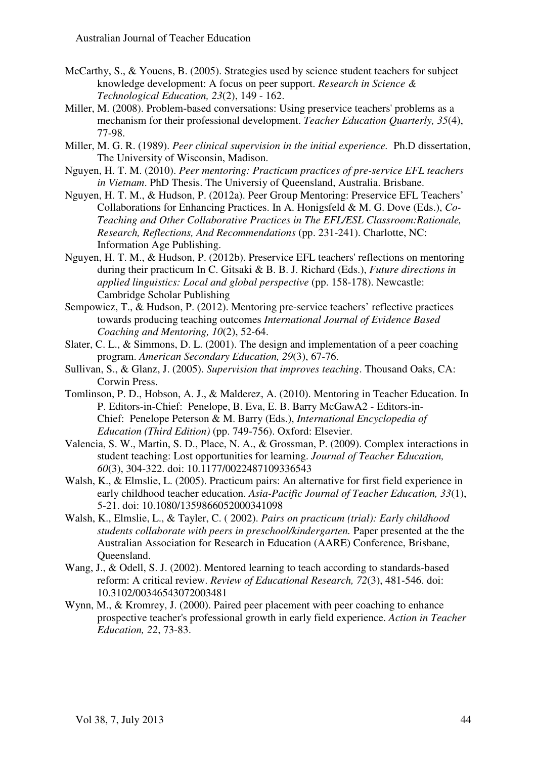McCarthy, S., & Youens, B. (2005). Strategies used by science student teachers for subject knowledge development: A focus on peer support. *Research in Science & Technological Education, 23*(2), 149 - 162.

Miller, M. (2008). Problem-based conversations: Using preservice teachers' problems as a mechanism for their professional development. *Teacher Education Quarterly, 35*(4), 77-98.

Miller, M. G. R. (1989). *Peer clinical supervision in the initial experience.* Ph.D dissertation, The University of Wisconsin, Madison.

Nguyen, H. T. M. (2010). *Peer mentoring: Practicum practices of pre-service EFL teachers in Vietnam*. PhD Thesis. The Universiy of Queensland, Australia. Brisbane.

Nguyen, H. T. M., & Hudson, P. (2012a). Peer Group Mentoring: Preservice EFL Teachers' Collaborations for Enhancing Practices. In A. Honigsfeld & M. G. Dove (Eds.), *Co-Teaching and Other Collaborative Practices in The EFL/ESL Classroom:Rationale, Research, Reflections, And Recommendations* (pp. 231-241). Charlotte, NC: Information Age Publishing.

Nguyen, H. T. M., & Hudson, P. (2012b). Preservice EFL teachers' reflections on mentoring during their practicum In C. Gitsaki & B. B. J. Richard (Eds.), *Future directions in applied linguistics: Local and global perspective* (pp. 158-178). Newcastle: Cambridge Scholar Publishing

Sempowicz, T., & Hudson, P. (2012). Mentoring pre-service teachers' reflective practices towards producing teaching outcomes *International Journal of Evidence Based Coaching and Mentoring, 10*(2), 52-64.

Slater, C. L., & Simmons, D. L. (2001). The design and implementation of a peer coaching program. *American Secondary Education, 29*(3), 67-76.

Sullivan, S., & Glanz, J. (2005). *Supervision that improves teaching*. Thousand Oaks, CA: Corwin Press.

Tomlinson, P. D., Hobson, A. J., & Malderez, A. (2010). Mentoring in Teacher Education. In P. Editors-in-Chief: Penelope, B. Eva, E. B. Barry McGawA2 - Editors-in-Chief: Penelope Peterson & M. Barry (Eds.), *International Encyclopedia of Education (Third Edition)* (pp. 749-756). Oxford: Elsevier.

Valencia, S. W., Martin, S. D., Place, N. A., & Grossman, P. (2009). Complex interactions in student teaching: Lost opportunities for learning. *Journal of Teacher Education, 60*(3), 304-322. doi: 10.1177/0022487109336543

Walsh, K., & Elmslie, L. (2005). Practicum pairs: An alternative for first field experience in early childhood teacher education. *Asia-Pacific Journal of Teacher Education, 33*(1), 5-21. doi: 10.1080/1359866052000341098

Walsh, K., Elmslie, L., & Tayler, C. ( 2002). *Pairs on practicum (trial): Early childhood students collaborate with peers in preschool/kindergarten.* Paper presented at the the Australian Association for Research in Education (AARE) Conference, Brisbane, Queensland.

Wang, J., & Odell, S. J. (2002). Mentored learning to teach according to standards-based reform: A critical review. *Review of Educational Research, 72*(3), 481-546. doi: 10.3102/00346543072003481

Wynn, M., & Kromrey, J. (2000). Paired peer placement with peer coaching to enhance prospective teacher's professional growth in early field experience. *Action in Teacher Education, 22*, 73-83.